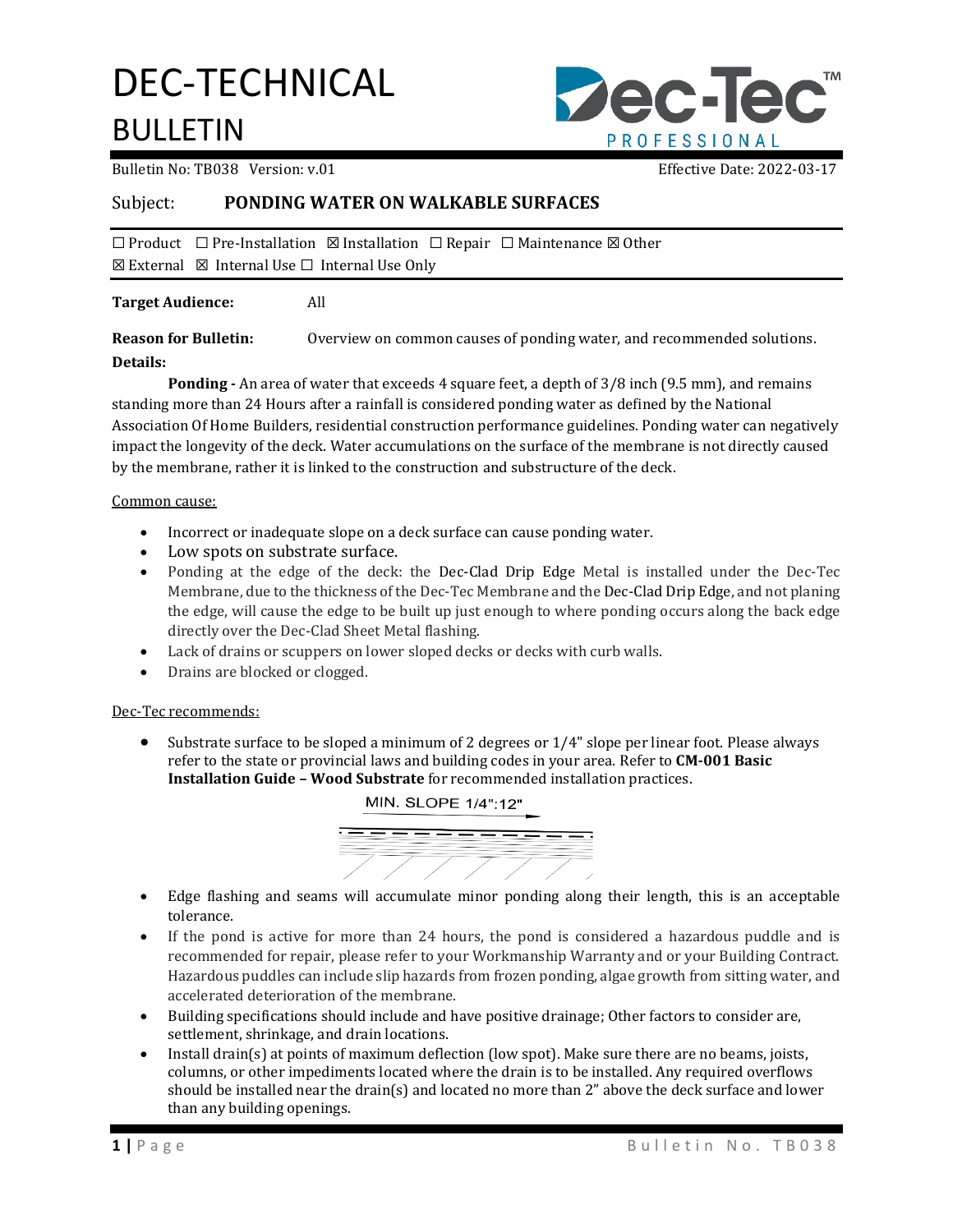# DEC-TECHNICAL BULLETIN

Bulletin No: TB038 Version: v.01 Effective Date: 2022-03-17

## Subject: PONDING WATER ON WALKABLE SURFACES

☐ Product ☐ Pre-Installation ☒ Installation ☐ Repair ☐ Maintenance ☒ Other
☒ External ☒ Internal Use ☐ Internal Use Only

**Target Audience:** All

**Reason for Bulletin:** Overview on common causes of ponding water, and recommended solutions.

**Details:**

**Ponding -** An area of water that exceeds 4 square feet, a depth of 3/8 inch (9.5 mm), and remains standing more than 24 Hours after a rainfall is considered ponding water as defined by the National Association Of Home Builders, residential construction performance guidelines. Ponding water can negatively impact the longevity of the deck. Water accumulations on the surface of the membrane is not directly caused by the membrane, rather it is linked to the construction and substructure of the deck.

Common cause:

- Incorrect or inadequate slope on a deck surface can cause ponding water.
- Low spots on substrate surface.
- Ponding at the edge of the deck: the Dec-Clad Drip Edge Metal is installed under the Dec-Tec Membrane, due to the thickness of the Dec-Tec Membrane and the Dec-Clad Drip Edge, and not planing the edge, will cause the edge to be built up just enough to where ponding occurs along the back edge directly over the Dec-Clad Sheet Metal flashing.
- Lack of drains or scuppers on lower sloped decks or decks with curb walls.
- Drains are blocked or clogged.

Dec-Tec recommends:

- Substrate surface to be sloped a minimum of 2 degrees or 1/4" slope per linear foot. Please always refer to the state or provincial laws and building codes in your area. Refer to **CM-001 Basic Installation Guide – Wood Substrate** for recommended installation practices.

MIN. SLOPE 1/4":12"

- Edge flashing and seams will accumulate minor ponding along their length, this is an acceptable tolerance.
- If the pond is active for more than 24 hours, the pond is considered a hazardous puddle and is recommended for repair, please refer to your Workmanship Warranty and or your Building Contract. Hazardous puddles can include slip hazards from frozen ponding, algae growth from sitting water, and accelerated deterioration of the membrane.
- Building specifications should include and have positive drainage; Other factors to consider are, settlement, shrinkage, and drain locations.
- Install drain(s) at points of maximum deflection (low spot). Make sure there are no beams, joists, columns, or other impediments located where the drain is to be installed. Any required overflows should be installed near the drain(s) and located no more than 2" above the deck surface and lower than any building openings.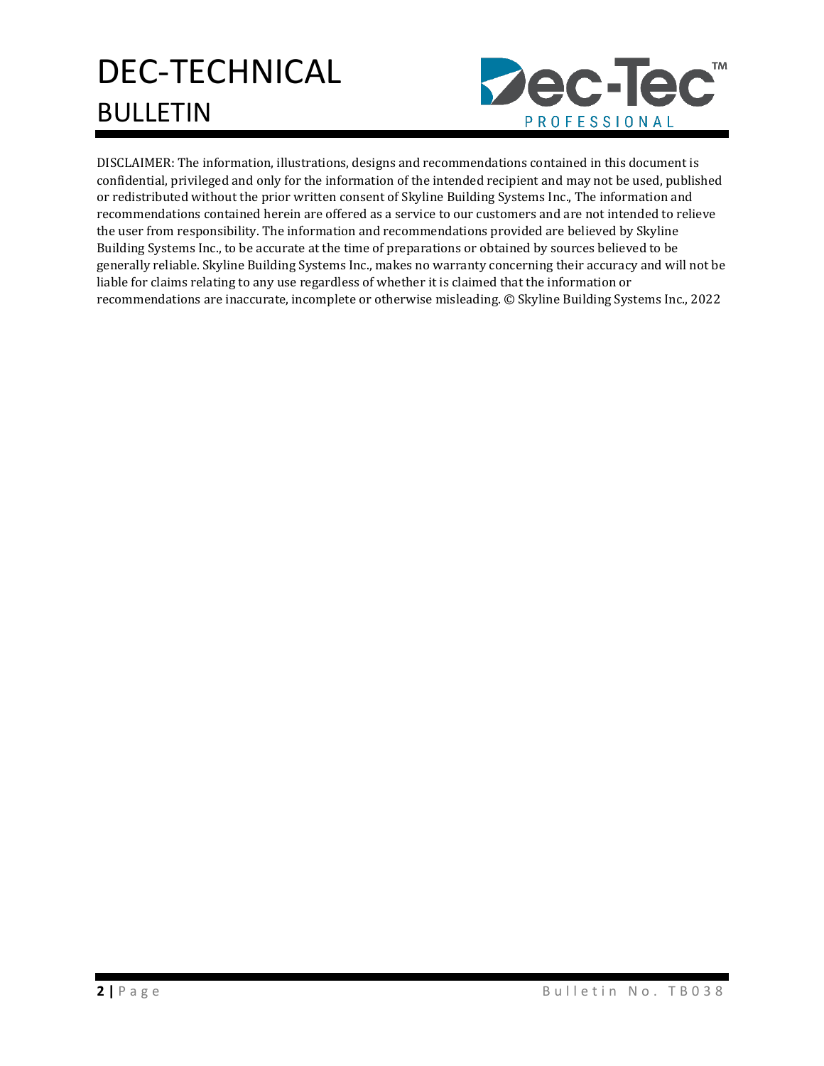# DEC-TECHNICAL

## BULLETIN

DISCLAIMER: The information, illustrations, designs and recommendations contained in this document is confidential, privileged and only for the information of the intended recipient and may not be used, published or redistributed without the prior written consent of Skyline Building Systems Inc., The information and recommendations contained herein are offered as a service to our customers and are not intended to relieve the user from responsibility. The information and recommendations provided are believed by Skyline Building Systems Inc., to be accurate at the time of preparations or obtained by sources believed to be generally reliable. Skyline Building Systems Inc., makes no warranty concerning their accuracy and will not be liable for claims relating to any use regardless of whether it is claimed that the information or recommendations are inaccurate, incomplete or otherwise misleading. © Skyline Building Systems Inc., 2022